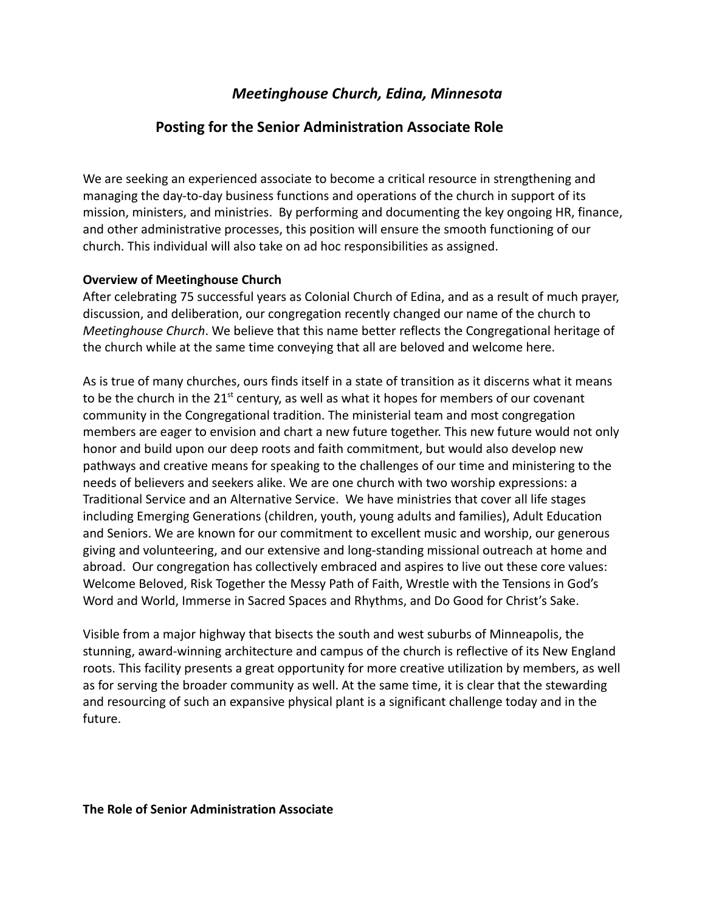# *Meetinghouse Church, Edina, Minnesota*

## Posting for the Senior Administration Associate Role

We are seeking an experienced associate to become a critical resource in strengthening and managing the day-to-day business functions and operations of the church in support of its mission, ministers, and ministries. By performing and documenting the key ongoing HR, finance, and other administrative processes, this position will ensure the smooth functioning of our church. This individual will also take on ad hoc responsibilities as assigned.

**Overview of Meetinghouse Church**

After celebrating 75 successful years as Colonial Church of Edina, and as a result of much prayer, discussion, and deliberation, our congregation recently changed our name of the church to *Meetinghouse Church*. We believe that this name better reflects the Congregational heritage of the church while at the same time conveying that all are beloved and welcome here.

As is true of many churches, ours finds itself in a state of transition as it discerns what it means to be the church in the 21st century, as well as what it hopes for members of our covenant community in the Congregational tradition. The ministerial team and most congregation members are eager to envision and chart a new future together. This new future would not only honor and build upon our deep roots and faith commitment, but would also develop new pathways and creative means for speaking to the challenges of our time and ministering to the needs of believers and seekers alike. We are one church with two worship expressions: a Traditional Service and an Alternative Service. We have ministries that cover all life stages including Emerging Generations (children, youth, young adults and families), Adult Education and Seniors. We are known for our commitment to excellent music and worship, our generous giving and volunteering, and our extensive and long-standing missional outreach at home and abroad. Our congregation has collectively embraced and aspires to live out these core values: Welcome Beloved, Risk Together the Messy Path of Faith, Wrestle with the Tensions in God's Word and World, Immerse in Sacred Spaces and Rhythms, and Do Good for Christ's Sake.

Visible from a major highway that bisects the south and west suburbs of Minneapolis, the stunning, award-winning architecture and campus of the church is reflective of its New England roots. This facility presents a great opportunity for more creative utilization by members, as well as for serving the broader community as well. At the same time, it is clear that the stewarding and resourcing of such an expansive physical plant is a significant challenge today and in the future.

**The Role of Senior Administration Associate**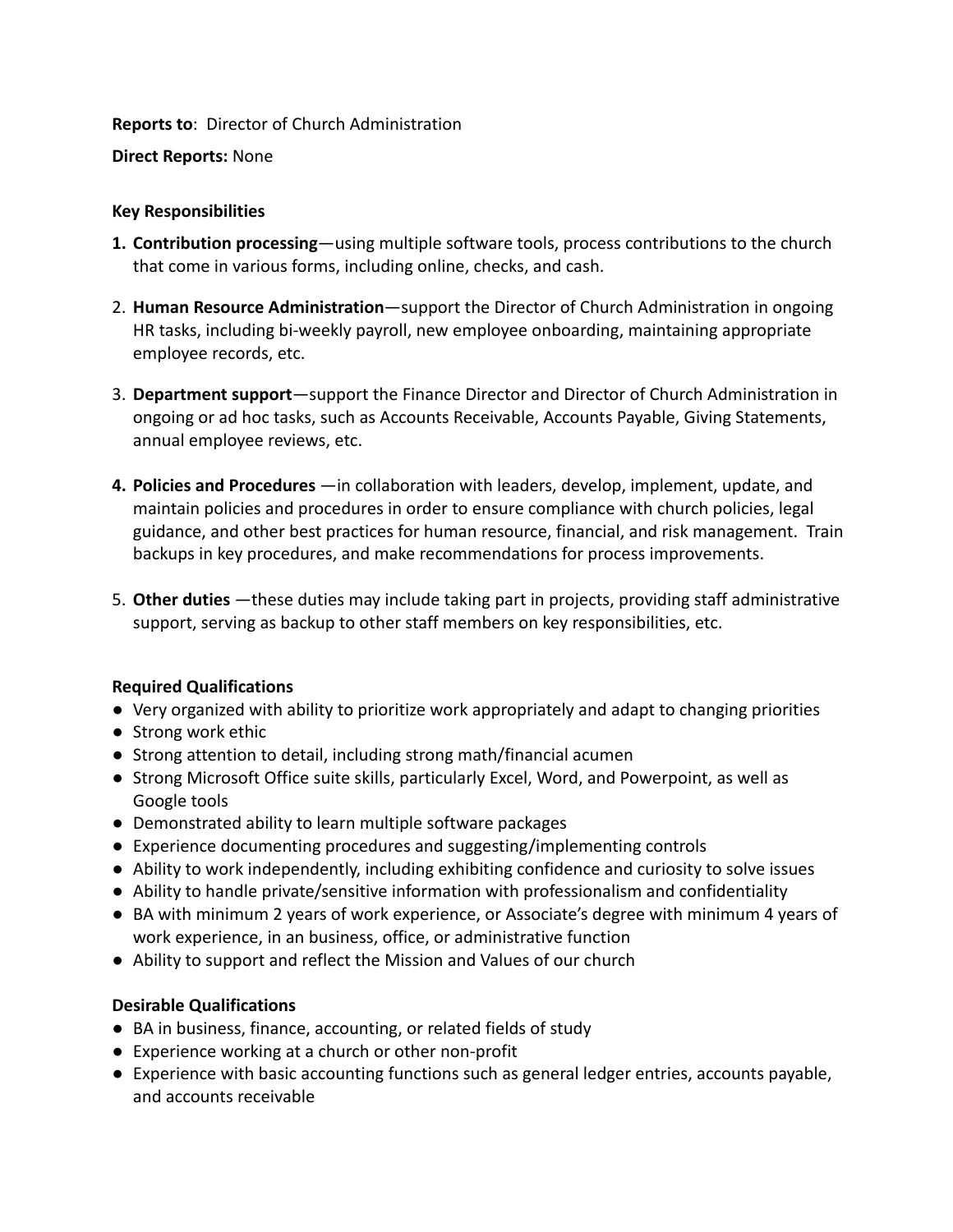**Reports to**: Director of Church Administration

**Direct Reports:** None

**Key Responsibilities**

1. **Contribution processing**—using multiple software tools, process contributions to the church that come in various forms, including online, checks, and cash.

2. **Human Resource Administration**—support the Director of Church Administration in ongoing HR tasks, including bi-weekly payroll, new employee onboarding, maintaining appropriate employee records, etc.

3. **Department support**—support the Finance Director and Director of Church Administration in ongoing or ad hoc tasks, such as Accounts Receivable, Accounts Payable, Giving Statements, annual employee reviews, etc.

4. **Policies and Procedures** —in collaboration with leaders, develop, implement, update, and maintain policies and procedures in order to ensure compliance with church policies, legal guidance, and other best practices for human resource, financial, and risk management. Train backups in key procedures, and make recommendations for process improvements.

5. **Other duties** —these duties may include taking part in projects, providing staff administrative support, serving as backup to other staff members on key responsibilities, etc.

**Required Qualifications**

- Very organized with ability to prioritize work appropriately and adapt to changing priorities
- Strong work ethic
- Strong attention to detail, including strong math/financial acumen
- Strong Microsoft Office suite skills, particularly Excel, Word, and Powerpoint, as well as Google tools
- Demonstrated ability to learn multiple software packages
- Experience documenting procedures and suggesting/implementing controls
- Ability to work independently, including exhibiting confidence and curiosity to solve issues
- Ability to handle private/sensitive information with professionalism and confidentiality
- BA with minimum 2 years of work experience, or Associate's degree with minimum 4 years of work experience, in an business, office, or administrative function
- Ability to support and reflect the Mission and Values of our church

**Desirable Qualifications**

- BA in business, finance, accounting, or related fields of study
- Experience working at a church or other non-profit
- Experience with basic accounting functions such as general ledger entries, accounts payable, and accounts receivable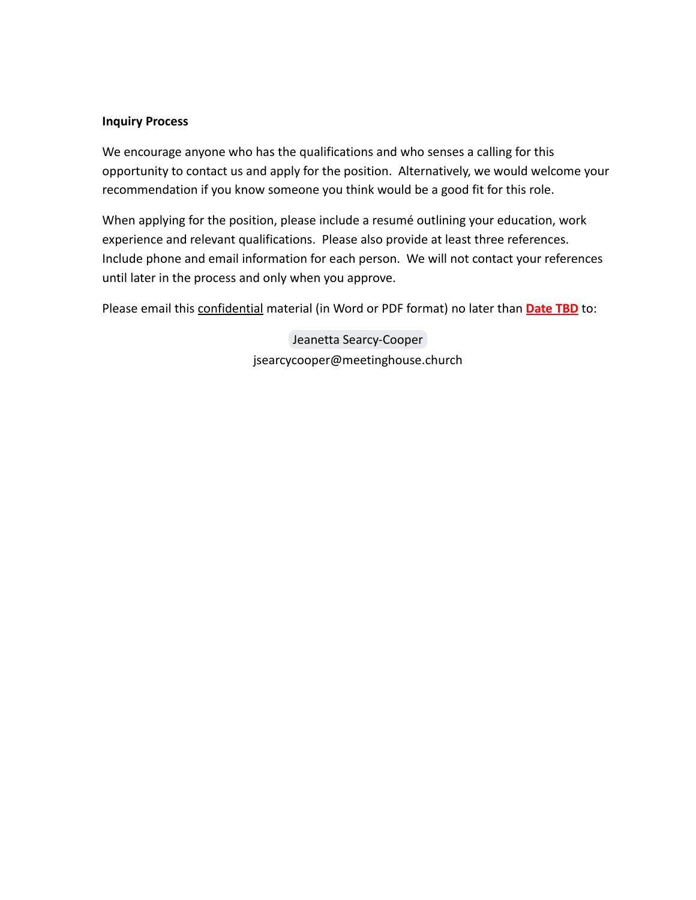**Inquiry Process**

We encourage anyone who has the qualifications and who senses a calling for this opportunity to contact us and apply for the position. Alternatively, we would welcome your recommendation if you know someone you think would be a good fit for this role.

When applying for the position, please include a resumé outlining your education, work experience and relevant qualifications. Please also provide at least three references. Include phone and email information for each person. We will not contact your references until later in the process and only when you approve.

Please email this confidential material (in Word or PDF format) no later than **Date TBD** to:

Jeanetta Searcy-Cooper
jsearcycooper@meetinghouse.church